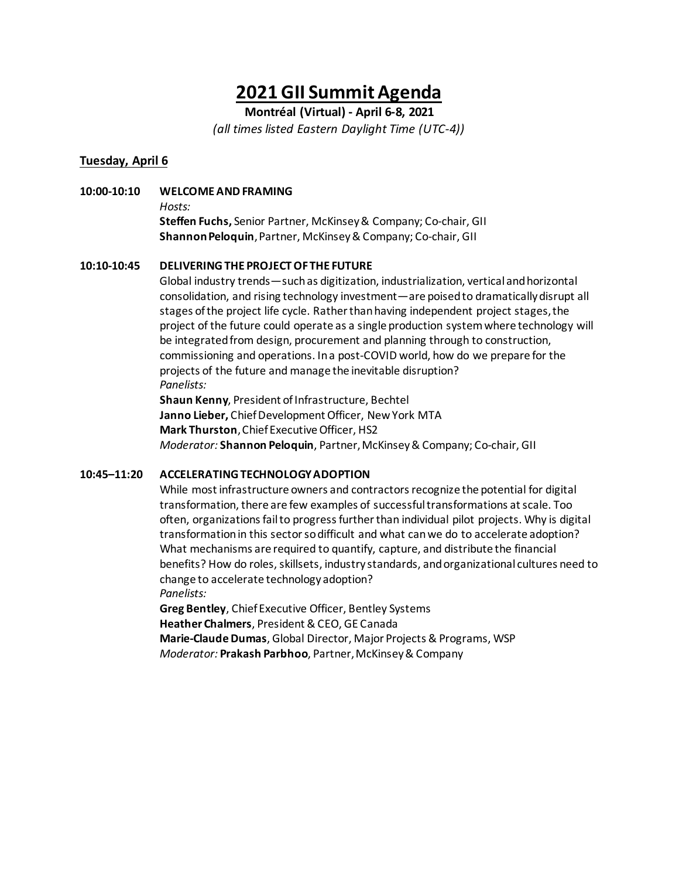# 2021 GII Summit Agenda

**Montréal (Virtual) - April 6-8, 2021**

*(all times listed Eastern Daylight Time (UTC-4))*

## Tuesday, April 6

**10:00-10:10** **WELCOME AND FRAMING**

*Hosts:*

**Steffen Fuchs,** Senior Partner, McKinsey & Company; Co-chair, GII

**Shannon Peloquin**, Partner, McKinsey & Company; Co-chair, GII

**10:10-10:45** **DELIVERING THE PROJECT OF THE FUTURE**

Global industry trends—such as digitization, industrialization, vertical and horizontal consolidation, and rising technology investment—are poised to dramatically disrupt all stages of the project life cycle. Rather than having independent project stages, the project of the future could operate as a single production system where technology will be integrated from design, procurement and planning through to construction, commissioning and operations. In a post-COVID world, how do we prepare for the projects of the future and manage the inevitable disruption?

*Panelists:*

**Shaun Kenny**, President of Infrastructure, Bechtel

**Janno Lieber,** Chief Development Officer, New York MTA

**Mark Thurston**, Chief Executive Officer, HS2

*Moderator:* **Shannon Peloquin**, Partner, McKinsey & Company; Co-chair, GII

**10:45–11:20** **ACCELERATING TECHNOLOGY ADOPTION**

While most infrastructure owners and contractors recognize the potential for digital transformation, there are few examples of successful transformations at scale. Too often, organizations fail to progress further than individual pilot projects. Why is digital transformation in this sector so difficult and what can we do to accelerate adoption? What mechanisms are required to quantify, capture, and distribute the financial benefits? How do roles, skillsets, industry standards, and organizational cultures need to change to accelerate technology adoption?

*Panelists:*

**Greg Bentley**, Chief Executive Officer, Bentley Systems

**Heather Chalmers**, President & CEO, GE Canada

**Marie-Claude Dumas**, Global Director, Major Projects & Programs, WSP

*Moderator:* **Prakash Parbhoo**, Partner, McKinsey & Company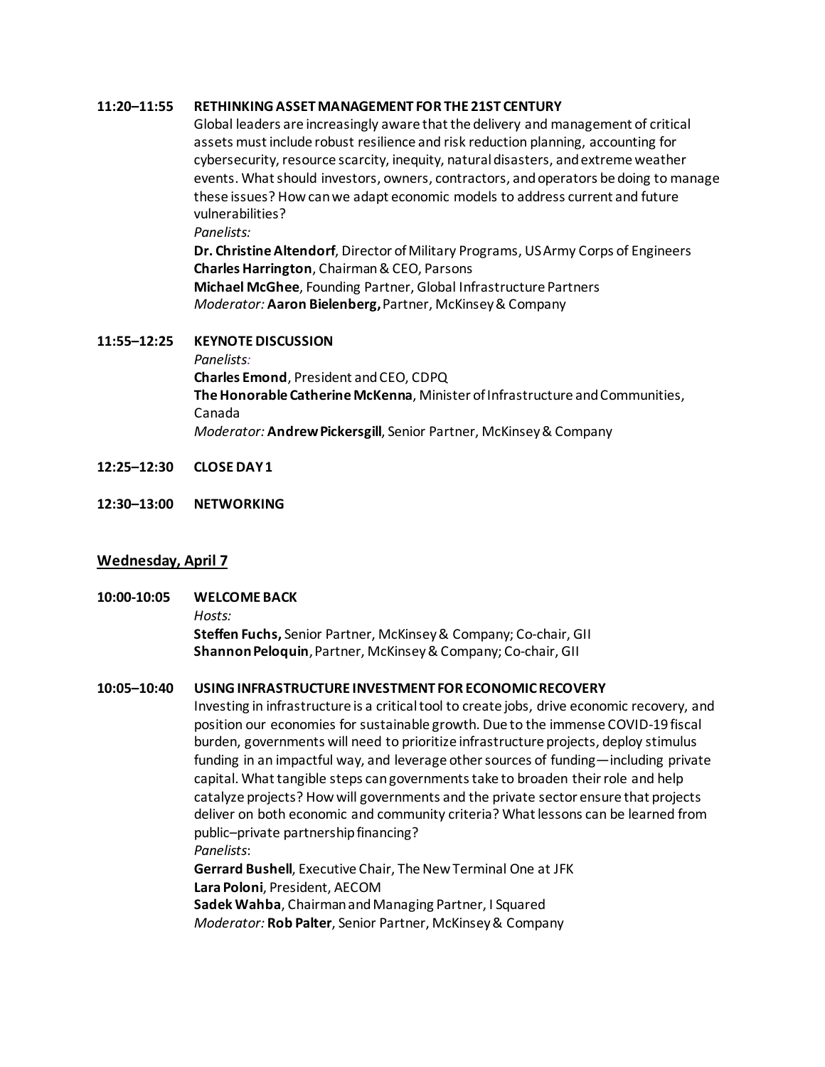**11:20–11:55 RETHINKING ASSET MANAGEMENT FOR THE 21ST CENTURY**

Global leaders are increasingly aware that the delivery and management of critical assets must include robust resilience and risk reduction planning, accounting for cybersecurity, resource scarcity, inequity, natural disasters, and extreme weather events. What should investors, owners, contractors, and operators be doing to manage these issues? How can we adapt economic models to address current and future vulnerabilities?

*Panelists:*

**Dr. Christine Altendorf**, Director of Military Programs, US Army Corps of Engineers
**Charles Harrington**, Chairman & CEO, Parsons
**Michael McGhee**, Founding Partner, Global Infrastructure Partners
*Moderator:* **Aaron Bielenberg,** Partner, McKinsey & Company

**11:55–12:25 KEYNOTE DISCUSSION**

*Panelists:*

**Charles Emond**, President and CEO, CDPQ
**The Honorable Catherine McKenna**, Minister of Infrastructure and Communities, Canada
*Moderator:* **Andrew Pickersgill**, Senior Partner, McKinsey & Company

**12:25–12:30 CLOSE DAY 1**

**12:30–13:00 NETWORKING**

## Wednesday, April 7

**10:00-10:05 WELCOME BACK**

*Hosts:*

**Steffen Fuchs,** Senior Partner, McKinsey & Company; Co-chair, GII
**Shannon Peloquin**, Partner, McKinsey & Company; Co-chair, GII

**10:05–10:40 USING INFRASTRUCTURE INVESTMENT FOR ECONOMIC RECOVERY**

Investing in infrastructure is a critical tool to create jobs, drive economic recovery, and position our economies for sustainable growth. Due to the immense COVID-19 fiscal burden, governments will need to prioritize infrastructure projects, deploy stimulus funding in an impactful way, and leverage other sources of funding—including private capital. What tangible steps can governments take to broaden their role and help catalyze projects? How will governments and the private sector ensure that projects deliver on both economic and community criteria? What lessons can be learned from public–private partnership financing?

*Panelists*:

**Gerrard Bushell**, Executive Chair, The New Terminal One at JFK
**Lara Poloni**, President, AECOM
**Sadek Wahba**, Chairman and Managing Partner, I Squared
*Moderator:* **Rob Palter**, Senior Partner, McKinsey & Company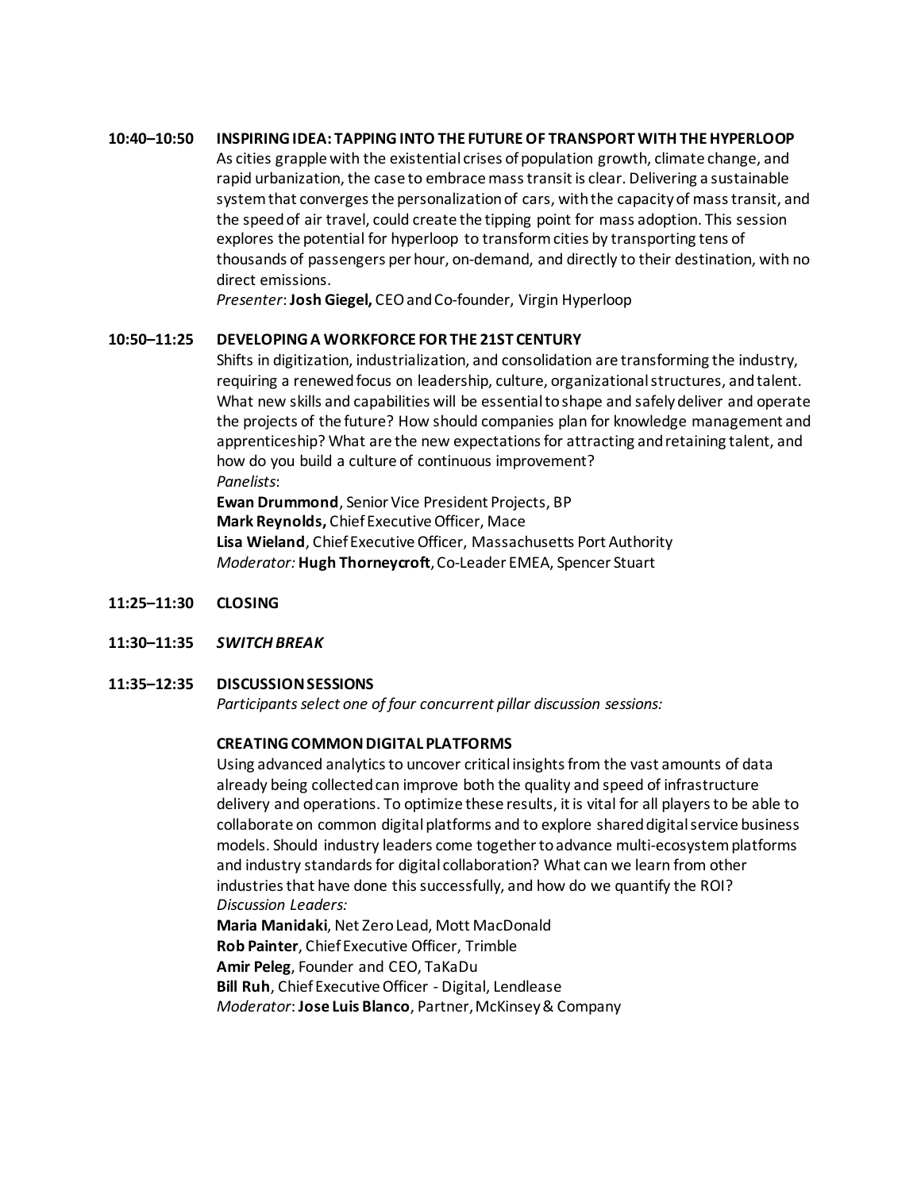**10:40–10:50** **INSPIRING IDEA: TAPPING INTO THE FUTURE OF TRANSPORT WITH THE HYPERLOOP**

As cities grapple with the existential crises of population growth, climate change, and rapid urbanization, the case to embrace mass transit is clear. Delivering a sustainable system that converges the personalization of cars, with the capacity of mass transit, and the speed of air travel, could create the tipping point for mass adoption. This session explores the potential for hyperloop to transform cities by transporting tens of thousands of passengers per hour, on-demand, and directly to their destination, with no direct emissions.

*Presenter*: **Josh Giegel,** CEO and Co-founder, Virgin Hyperloop

**10:50–11:25** **DEVELOPING A WORKFORCE FOR THE 21ST CENTURY**

Shifts in digitization, industrialization, and consolidation are transforming the industry, requiring a renewed focus on leadership, culture, organizational structures, and talent. What new skills and capabilities will be essential to shape and safely deliver and operate the projects of the future? How should companies plan for knowledge management and apprenticeship? What are the new expectations for attracting and retaining talent, and how do you build a culture of continuous improvement?

*Panelists*:

**Ewan Drummond**, Senior Vice President Projects, BP
**Mark Reynolds,** Chief Executive Officer, Mace
**Lisa Wieland**, Chief Executive Officer, Massachusetts Port Authority
*Moderator:* **Hugh Thorneycroft**, Co-Leader EMEA, Spencer Stuart

**11:25–11:30** **CLOSING**

**11:30–11:35** ***SWITCH BREAK***

**11:35–12:35** **DISCUSSION SESSIONS**

*Participants select one of four concurrent pillar discussion sessions:*

**CREATING COMMON DIGITAL PLATFORMS**

Using advanced analytics to uncover critical insights from the vast amounts of data already being collected can improve both the quality and speed of infrastructure delivery and operations. To optimize these results, it is vital for all players to be able to collaborate on common digital platforms and to explore shared digital service business models. Should industry leaders come together to advance multi-ecosystem platforms and industry standards for digital collaboration? What can we learn from other industries that have done this successfully, and how do we quantify the ROI?

*Discussion Leaders:*

**Maria Manidaki**, Net Zero Lead, Mott MacDonald
**Rob Painter**, Chief Executive Officer, Trimble
**Amir Peleg**, Founder and CEO, TaKaDu
**Bill Ruh**, Chief Executive Officer - Digital, Lendlease
*Moderator*: **Jose Luis Blanco**, Partner, McKinsey & Company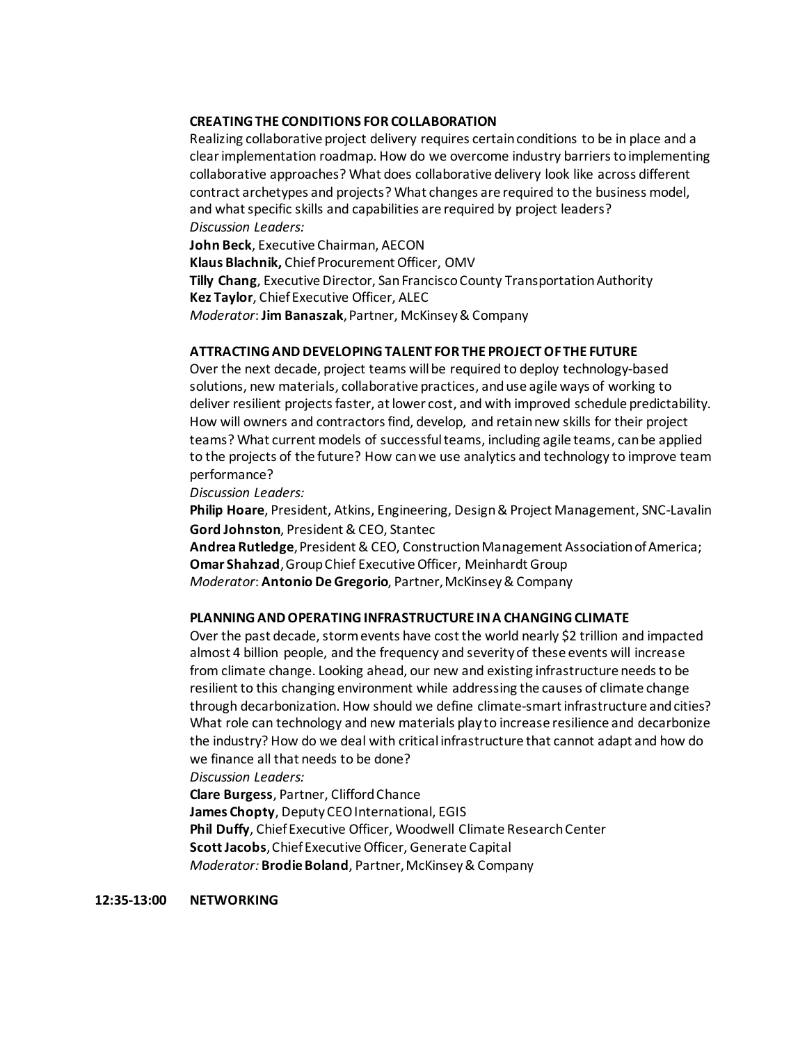**CREATING THE CONDITIONS FOR COLLABORATION**

Realizing collaborative project delivery requires certain conditions to be in place and a clear implementation roadmap. How do we overcome industry barriers to implementing collaborative approaches? What does collaborative delivery look like across different contract archetypes and projects? What changes are required to the business model, and what specific skills and capabilities are required by project leaders?

*Discussion Leaders:*

**John Beck**, Executive Chairman, AECON
**Klaus Blachnik,** Chief Procurement Officer, OMV
**Tilly Chang**, Executive Director, San Francisco County Transportation Authority
**Kez Taylor**, Chief Executive Officer, ALEC
*Moderator*: **Jim Banaszak**, Partner, McKinsey & Company

**ATTRACTING AND DEVELOPING TALENT FOR THE PROJECT OF THE FUTURE**

Over the next decade, project teams will be required to deploy technology-based solutions, new materials, collaborative practices, and use agile ways of working to deliver resilient projects faster, at lower cost, and with improved schedule predictability. How will owners and contractors find, develop, and retain new skills for their project teams? What current models of successful teams, including agile teams, can be applied to the projects of the future? How can we use analytics and technology to improve team performance?

*Discussion Leaders:*

**Philip Hoare**, President, Atkins, Engineering, Design & Project Management, SNC-Lavalin
**Gord Johnston**, President & CEO, Stantec
**Andrea Rutledge**, President & CEO, Construction Management Association of America;
**Omar Shahzad**, Group Chief Executive Officer, Meinhardt Group
*Moderator*: **Antonio De Gregorio**, Partner, McKinsey & Company

**PLANNING AND OPERATING INFRASTRUCTURE IN A CHANGING CLIMATE**

Over the past decade, storm events have cost the world nearly $2 trillion and impacted almost 4 billion people, and the frequency and severity of these events will increase from climate change. Looking ahead, our new and existing infrastructure needs to be resilient to this changing environment while addressing the causes of climate change through decarbonization. How should we define climate-smart infrastructure and cities? What role can technology and new materials play to increase resilience and decarbonize the industry? How do we deal with critical infrastructure that cannot adapt and how do we finance all that needs to be done?

*Discussion Leaders:*

**Clare Burgess**, Partner, Clifford Chance
**James Chopty**, Deputy CEO International, EGIS
**Phil Duffy**, Chief Executive Officer, Woodwell Climate Research Center
**Scott Jacobs**, Chief Executive Officer, Generate Capital
*Moderator:* **Brodie Boland**, Partner, McKinsey & Company

**12:35-13:00 NETWORKING**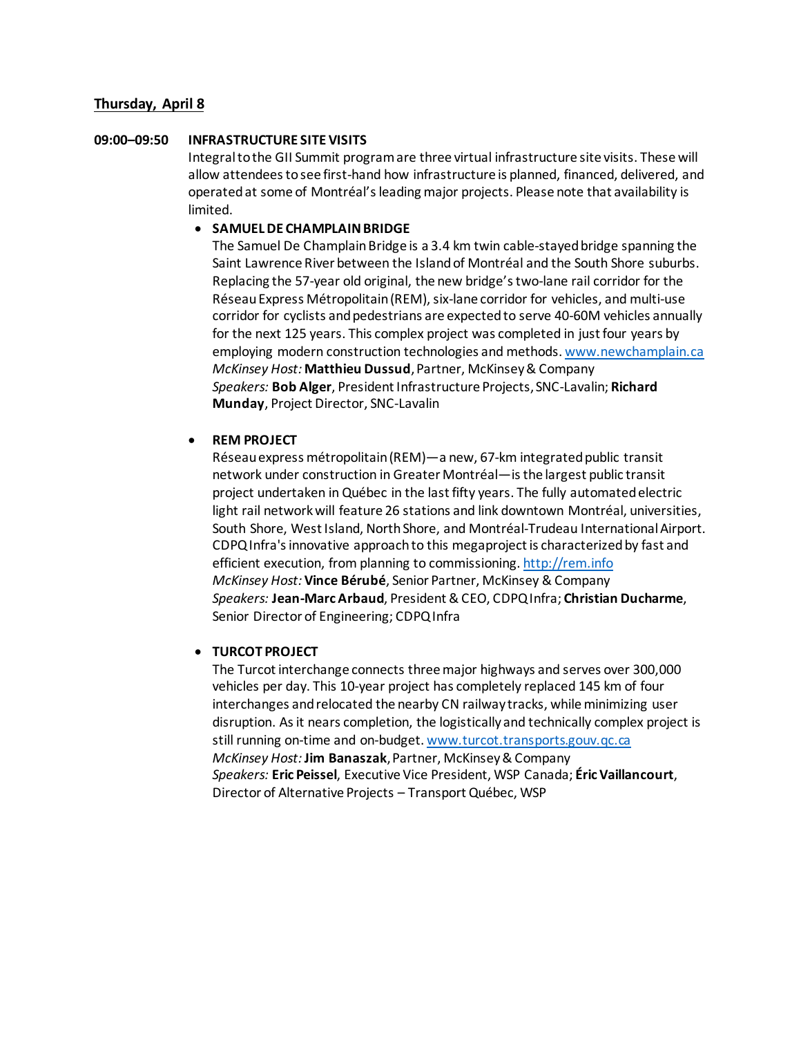**Thursday, April 8**

**09:00–09:50 INFRASTRUCTURE SITE VISITS**

Integral to the GII Summit program are three virtual infrastructure site visits. These will allow attendees to see first-hand how infrastructure is planned, financed, delivered, and operated at some of Montréal's leading major projects. Please note that availability is limited.

- **SAMUEL DE CHAMPLAIN BRIDGE**
  The Samuel De Champlain Bridge is a 3.4 km twin cable-stayed bridge spanning the Saint Lawrence River between the Island of Montréal and the South Shore suburbs. Replacing the 57-year old original, the new bridge's two-lane rail corridor for the Réseau Express Métropolitain (REM), six-lane corridor for vehicles, and multi-use corridor for cyclists and pedestrians are expected to serve 40-60M vehicles annually for the next 125 years. This complex project was completed in just four years by employing modern construction technologies and methods. www.newchamplain.ca
  *McKinsey Host:* **Matthieu Dussud**, Partner, McKinsey & Company
  *Speakers:* **Bob Alger**, President Infrastructure Projects, SNC-Lavalin; **Richard Munday**, Project Director, SNC-Lavalin

- **REM PROJECT**
  Réseau express métropolitain (REM)—a new, 67-km integrated public transit network under construction in Greater Montréal—is the largest public transit project undertaken in Québec in the last fifty years. The fully automated electric light rail network will feature 26 stations and link downtown Montréal, universities, South Shore, West Island, North Shore, and Montréal-Trudeau International Airport. CDPQ Infra's innovative approach to this megaproject is characterized by fast and efficient execution, from planning to commissioning. http://rem.info
  *McKinsey Host:* **Vince Bérubé**, Senior Partner, McKinsey & Company
  *Speakers:* **Jean-Marc Arbaud**, President & CEO, CDPQ Infra; **Christian Ducharme**, Senior Director of Engineering; CDPQ Infra

- **TURCOT PROJECT**
  The Turcot interchange connects three major highways and serves over 300,000 vehicles per day. This 10-year project has completely replaced 145 km of four interchanges and relocated the nearby CN railway tracks, while minimizing user disruption. As it nears completion, the logistically and technically complex project is still running on-time and on-budget. www.turcot.transports.gouv.qc.ca
  *McKinsey Host:* **Jim Banaszak**, Partner, McKinsey & Company
  *Speakers:* **Eric Peissel**, Executive Vice President, WSP Canada; **Éric Vaillancourt**, Director of Alternative Projects – Transport Québec, WSP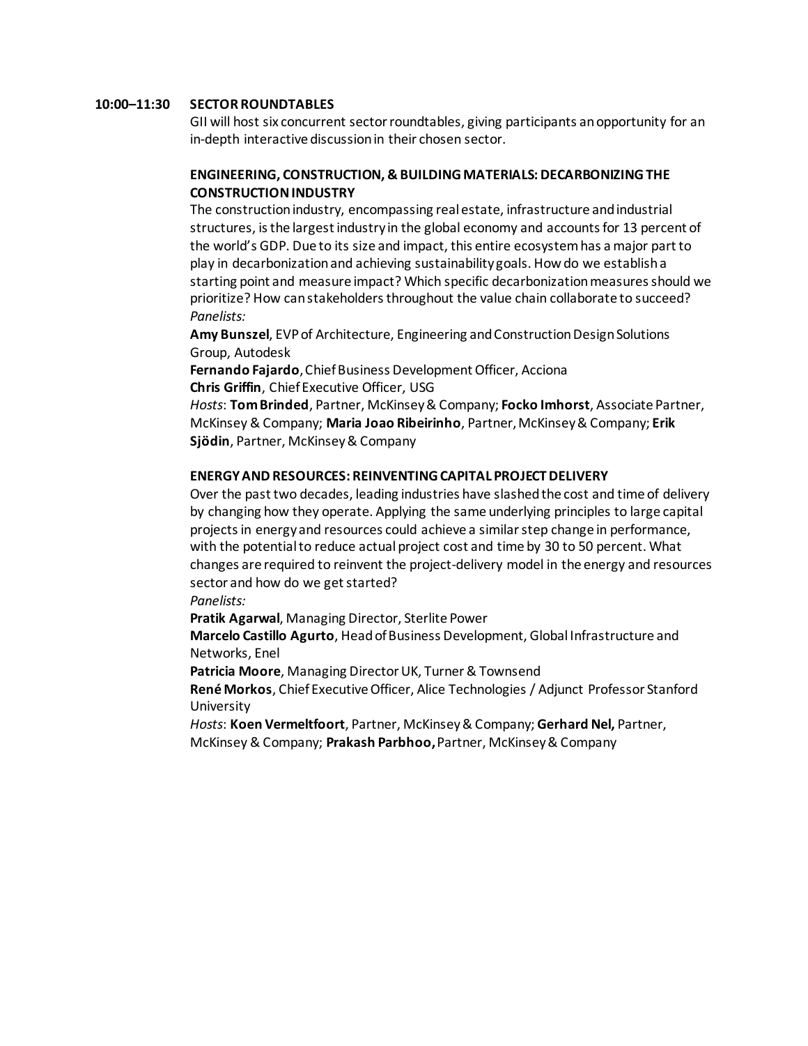**10:00–11:30 SECTOR ROUNDTABLES**

GII will host six concurrent sector roundtables, giving participants an opportunity for an in-depth interactive discussion in their chosen sector.

**ENGINEERING, CONSTRUCTION, & BUILDING MATERIALS: DECARBONIZING THE CONSTRUCTION INDUSTRY**

The construction industry, encompassing real estate, infrastructure and industrial structures, is the largest industry in the global economy and accounts for 13 percent of the world's GDP. Due to its size and impact, this entire ecosystem has a major part to play in decarbonization and achieving sustainability goals. How do we establish a starting point and measure impact? Which specific decarbonization measures should we prioritize? How can stakeholders throughout the value chain collaborate to succeed?

*Panelists:*

**Amy Bunszel**, EVP of Architecture, Engineering and Construction Design Solutions Group, Autodesk

**Fernando Fajardo**, Chief Business Development Officer, Acciona

**Chris Griffin**, Chief Executive Officer, USG

*Hosts*: **Tom Brinded**, Partner, McKinsey & Company; **Focko Imhorst**, Associate Partner, McKinsey & Company; **Maria Joao Ribeirinho**, Partner, McKinsey & Company; **Erik Sjödin**, Partner, McKinsey & Company

**ENERGY AND RESOURCES: REINVENTING CAPITAL PROJECT DELIVERY**

Over the past two decades, leading industries have slashed the cost and time of delivery by changing how they operate. Applying the same underlying principles to large capital projects in energy and resources could achieve a similar step change in performance, with the potential to reduce actual project cost and time by 30 to 50 percent. What changes are required to reinvent the project-delivery model in the energy and resources sector and how do we get started?

*Panelists:*

**Pratik Agarwal**, Managing Director, Sterlite Power

**Marcelo Castillo Agurto**, Head of Business Development, Global Infrastructure and Networks, Enel

**Patricia Moore**, Managing Director UK, Turner & Townsend

**René Morkos**, Chief Executive Officer, Alice Technologies / Adjunct Professor Stanford University

*Hosts*: **Koen Vermeltfoort**, Partner, McKinsey & Company; **Gerhard Nel,** Partner, McKinsey & Company; **Prakash Parbhoo,** Partner, McKinsey & Company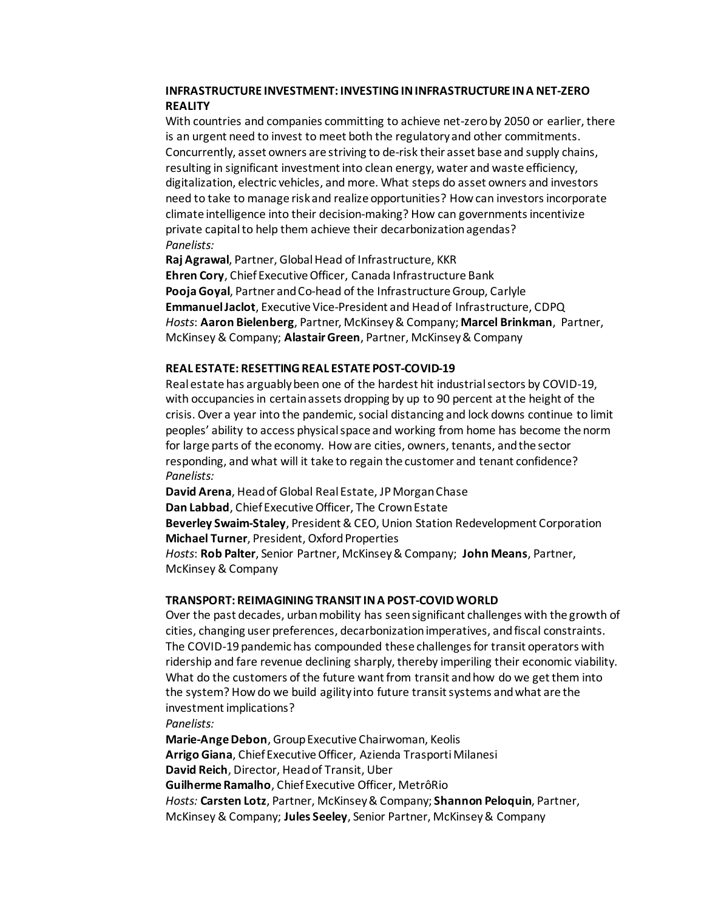**INFRASTRUCTURE INVESTMENT: INVESTING IN INFRASTRUCTURE IN A NET-ZERO REALITY**

With countries and companies committing to achieve net-zero by 2050 or earlier, there is an urgent need to invest to meet both the regulatory and other commitments. Concurrently, asset owners are striving to de-risk their asset base and supply chains, resulting in significant investment into clean energy, water and waste efficiency, digitalization, electric vehicles, and more. What steps do asset owners and investors need to take to manage risk and realize opportunities? How can investors incorporate climate intelligence into their decision-making? How can governments incentivize private capital to help them achieve their decarbonization agendas?

*Panelists:*

**Raj Agrawal**, Partner, Global Head of Infrastructure, KKR
**Ehren Cory**, Chief Executive Officer, Canada Infrastructure Bank
**Pooja Goyal**, Partner and Co-head of the Infrastructure Group, Carlyle
**Emmanuel Jaclot**, Executive Vice-President and Head of Infrastructure, CDPQ
*Hosts*: **Aaron Bielenberg**, Partner, McKinsey & Company; **Marcel Brinkman**, Partner, McKinsey & Company; **Alastair Green**, Partner, McKinsey & Company

**REAL ESTATE: RESETTING REAL ESTATE POST-COVID-19**

Real estate has arguably been one of the hardest hit industrial sectors by COVID-19, with occupancies in certain assets dropping by up to 90 percent at the height of the crisis. Over a year into the pandemic, social distancing and lock downs continue to limit peoples' ability to access physical space and working from home has become the norm for large parts of the economy. How are cities, owners, tenants, and the sector responding, and what will it take to regain the customer and tenant confidence?

*Panelists:*

**David Arena**, Head of Global Real Estate, JP Morgan Chase
**Dan Labbad**, Chief Executive Officer, The Crown Estate
**Beverley Swaim-Staley**, President & CEO, Union Station Redevelopment Corporation
**Michael Turner**, President, Oxford Properties
*Hosts*: **Rob Palter**, Senior Partner, McKinsey & Company; **John Means**, Partner, McKinsey & Company

**TRANSPORT: REIMAGINING TRANSIT IN A POST-COVID WORLD**

Over the past decades, urban mobility has seen significant challenges with the growth of cities, changing user preferences, decarbonization imperatives, and fiscal constraints. The COVID-19 pandemic has compounded these challenges for transit operators with ridership and fare revenue declining sharply, thereby imperiling their economic viability. What do the customers of the future want from transit and how do we get them into the system? How do we build agility into future transit systems and what are the investment implications?

*Panelists:*

**Marie-Ange Debon**, Group Executive Chairwoman, Keolis
**Arrigo Giana**, Chief Executive Officer, Azienda Trasporti Milanesi
**David Reich**, Director, Head of Transit, Uber
**Guilherme Ramalho**, Chief Executive Officer, MetrôRio
*Hosts:* **Carsten Lotz**, Partner, McKinsey & Company; **Shannon Peloquin**, Partner, McKinsey & Company; **Jules Seeley**, Senior Partner, McKinsey & Company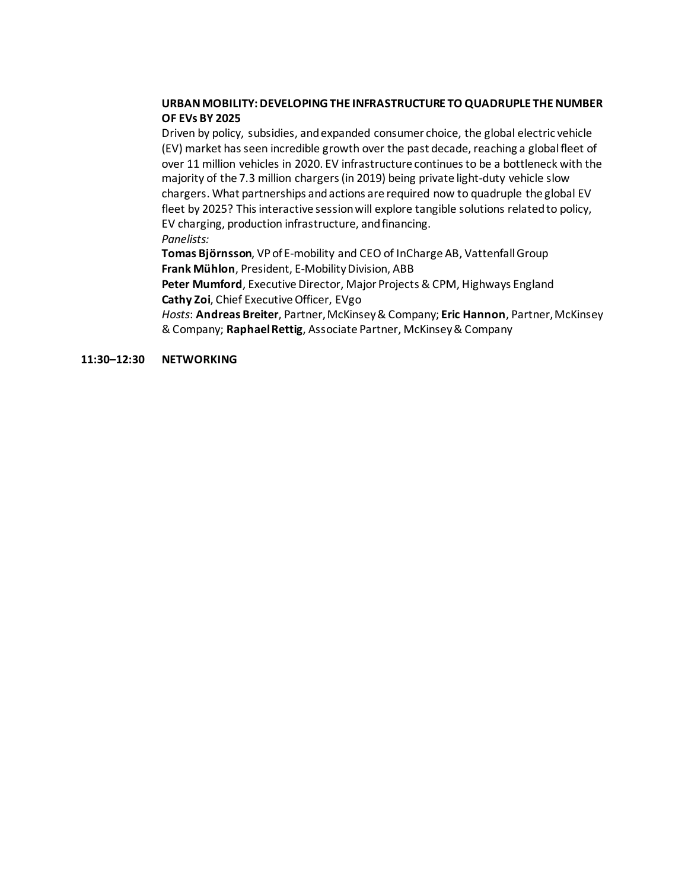**URBAN MOBILITY: DEVELOPING THE INFRASTRUCTURE TO QUADRUPLE THE NUMBER OF EVs BY 2025**

Driven by policy, subsidies, and expanded consumer choice, the global electric vehicle (EV) market has seen incredible growth over the past decade, reaching a global fleet of over 11 million vehicles in 2020. EV infrastructure continues to be a bottleneck with the majority of the 7.3 million chargers (in 2019) being private light-duty vehicle slow chargers. What partnerships and actions are required now to quadruple the global EV fleet by 2025? This interactive session will explore tangible solutions related to policy, EV charging, production infrastructure, and financing.

*Panelists:*

**Tomas Björnsson**, VP of E-mobility and CEO of InCharge AB, Vattenfall Group
**Frank Mühlon**, President, E-Mobility Division, ABB
**Peter Mumford**, Executive Director, Major Projects & CPM, Highways England
**Cathy Zoi**, Chief Executive Officer, EVgo

*Hosts*: **Andreas Breiter**, Partner, McKinsey & Company; **Eric Hannon**, Partner, McKinsey & Company; **Raphael Rettig**, Associate Partner, McKinsey & Company

**11:30–12:30 NETWORKING**